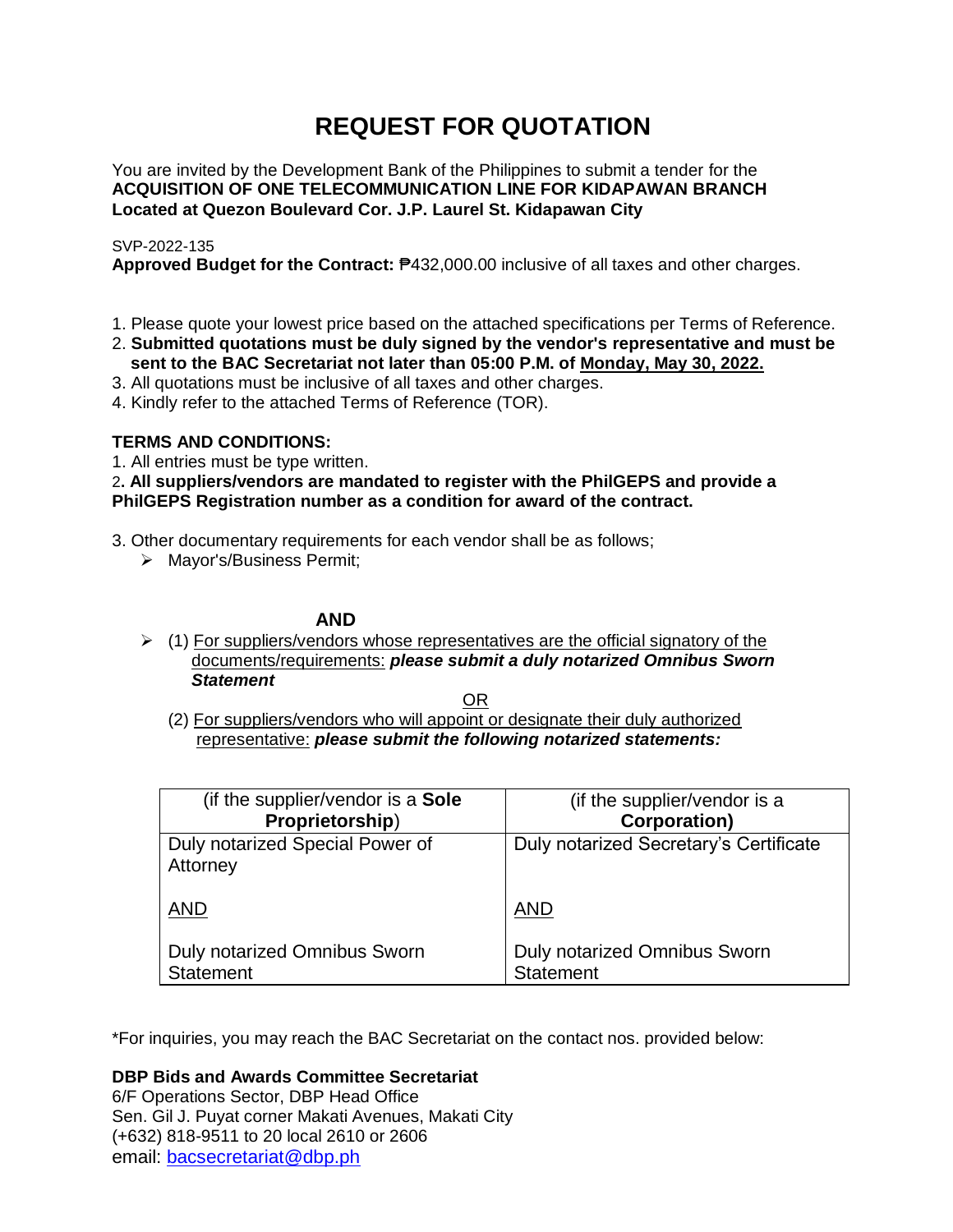# REQUEST FOR QUOTATION

You are invited by the Development Bank of the Philippines to submit a tender for the
**ACQUISITION OF ONE TELECOMMUNICATION LINE FOR KIDAPAWAN BRANCH**
**Located at Quezon Boulevard Cor. J.P. Laurel St. Kidapawan City**

SVP-2022-135
**Approved Budget for the Contract:** ₱432,000.00 inclusive of all taxes and other charges.

1. Please quote your lowest price based on the attached specifications per Terms of Reference.
2. **Submitted quotations must be duly signed by the vendor's representative and must be sent to the BAC Secretariat not later than 05:00 P.M. of Monday, May 30, 2022.**
3. All quotations must be inclusive of all taxes and other charges.
4. Kindly refer to the attached Terms of Reference (TOR).

**TERMS AND CONDITIONS:**

1. All entries must be type written.
2. **All suppliers/vendors are mandated to register with the PhilGEPS and provide a PhilGEPS Registration number as a condition for award of the contract.**
3. Other documentary requirements for each vendor shall be as follows;
   - Mayor's/Business Permit;

**AND**

   - (1) For suppliers/vendors whose representatives are the official signatory of the documents/requirements: ***please submit a duly notarized Omnibus Sworn Statement***

OR

   (2) For suppliers/vendors who will appoint or designate their duly authorized representative: ***please submit the following notarized statements:***

| (if the supplier/vendor is a **Sole Proprietorship**) | (if the supplier/vendor is a **Corporation)** |
|---|---|
| Duly notarized Special Power of Attorney<br><br>AND<br><br>Duly notarized Omnibus Sworn Statement | Duly notarized Secretary's Certificate<br><br>AND<br><br>Duly notarized Omnibus Sworn Statement |

*For inquiries, you may reach the BAC Secretariat on the contact nos. provided below:

**DBP Bids and Awards Committee Secretariat**
6/F Operations Sector, DBP Head Office
Sen. Gil J. Puyat corner Makati Avenues, Makati City
(+632) 818-9511 to 20 local 2610 or 2606
email: bacsecretariat@dbp.ph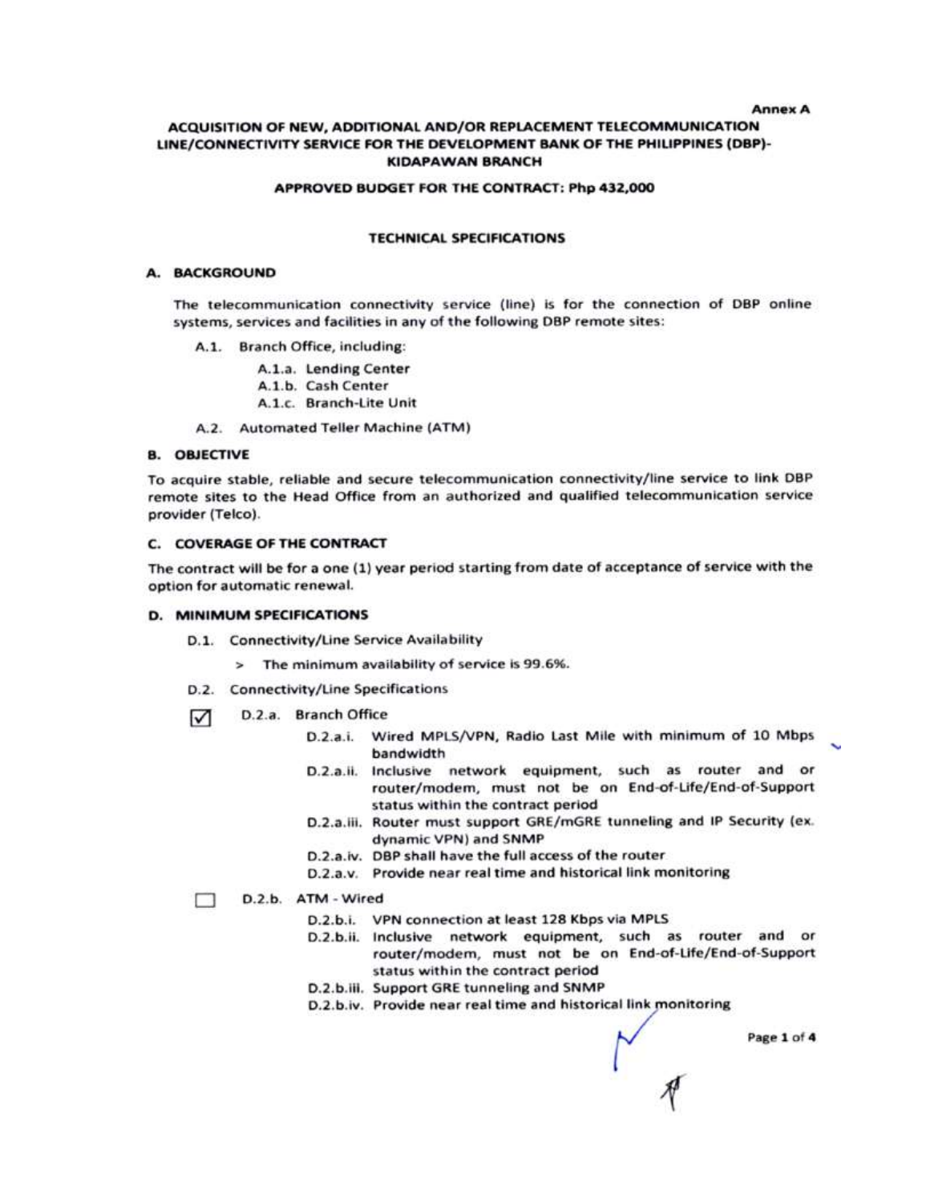Annex A

# ACQUISITION OF NEW, ADDITIONAL AND/OR REPLACEMENT TELECOMMUNICATION LINE/CONNECTIVITY SERVICE FOR THE DEVELOPMENT BANK OF THE PHILIPPINES (DBP)-KIDAPAWAN BRANCH

**APPROVED BUDGET FOR THE CONTRACT: Php 432,000**

## TECHNICAL SPECIFICATIONS

### A. BACKGROUND

The telecommunication connectivity service (line) is for the connection of DBP online systems, services and facilities in any of the following DBP remote sites:

- A.1. Branch Office, including:
  - A.1.a. Lending Center
  - A.1.b. Cash Center
  - A.1.c. Branch-Lite Unit
- A.2. Automated Teller Machine (ATM)

### B. OBJECTIVE

To acquire stable, reliable and secure telecommunication connectivity/line service to link DBP remote sites to the Head Office from an authorized and qualified telecommunication service provider (Telco).

### C. COVERAGE OF THE CONTRACT

The contract will be for a one (1) year period starting from date of acceptance of service with the option for automatic renewal.

### D. MINIMUM SPECIFICATIONS

- D.1. Connectivity/Line Service Availability
  - > The minimum availability of service is 99.6%.
- D.2. Connectivity/Line Specifications

☑ D.2.a. Branch Office

- D.2.a.i. Wired MPLS/VPN, Radio Last Mile with minimum of 10 Mbps bandwidth
- D.2.a.ii. Inclusive network equipment, such as router and or router/modem, must not be on End-of-Life/End-of-Support status within the contract period
- D.2.a.iii. Router must support GRE/mGRE tunneling and IP Security (ex. dynamic VPN) and SNMP
- D.2.a.iv. DBP shall have the full access of the router
- D.2.a.v. Provide near real time and historical link monitoring

☐ D.2.b. ATM - Wired

- D.2.b.i. VPN connection at least 128 Kbps via MPLS
- D.2.b.ii. Inclusive network equipment, such as router and or router/modem, must not be on End-of-Life/End-of-Support status within the contract period
- D.2.b.iii. Support GRE tunneling and SNMP
- D.2.b.iv. Provide near real time and historical link monitoring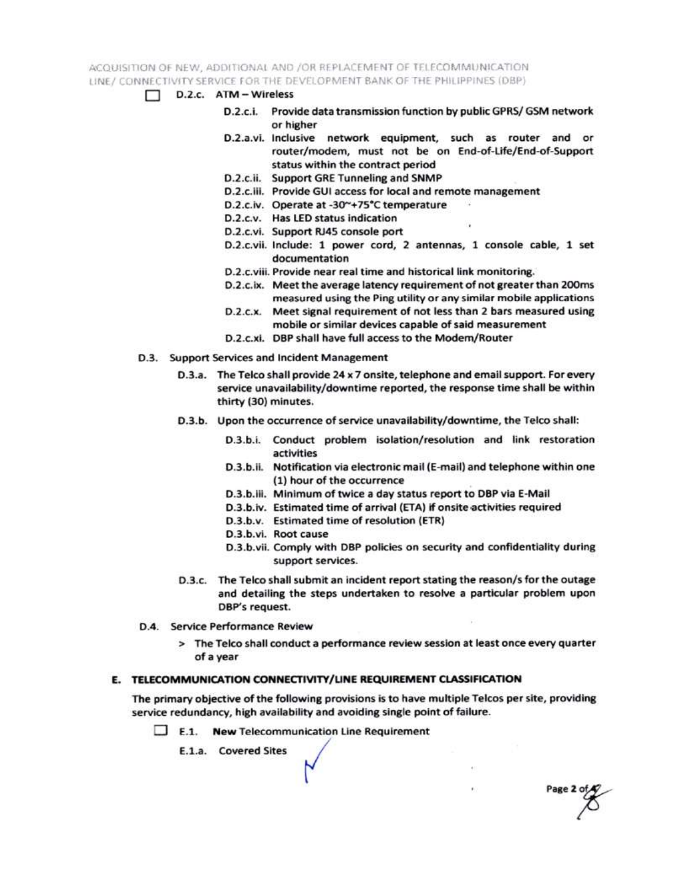☐ D.2.c. ATM – Wireless

- D.2.c.i. Provide data transmission function by public GPRS/ GSM network or higher
- D.2.a.vi. Inclusive network equipment, such as router and or router/modem, must not be on End-of-Life/End-of-Support status within the contract period
- D.2.c.ii. Support GRE Tunneling and SNMP
- D.2.c.iii. Provide GUI access for local and remote management
- D.2.c.iv. Operate at -30~+75°C temperature
- D.2.c.v. Has LED status indication
- D.2.c.vi. Support RJ45 console port
- D.2.c.vii. Include: 1 power cord, 2 antennas, 1 console cable, 1 set documentation
- D.2.c.viii. Provide near real time and historical link monitoring.
- D.2.c.ix. Meet the average latency requirement of not greater than 200ms measured using the Ping utility or any similar mobile applications
- D.2.c.x. Meet signal requirement of not less than 2 bars measured using mobile or similar devices capable of said measurement
- D.2.c.xi. DBP shall have full access to the Modem/Router

D.3. Support Services and Incident Management

- D.3.a. The Telco shall provide 24 x 7 onsite, telephone and email support. For every service unavailability/downtime reported, the response time shall be within thirty (30) minutes.
- D.3.b. Upon the occurrence of service unavailability/downtime, the Telco shall:
  - D.3.b.i. Conduct problem isolation/resolution and link restoration activities
  - D.3.b.ii. Notification via electronic mail (E-mail) and telephone within one (1) hour of the occurrence
  - D.3.b.iii. Minimum of twice a day status report to DBP via E-Mail
  - D.3.b.iv. Estimated time of arrival (ETA) if onsite activities required
  - D.3.b.v. Estimated time of resolution (ETR)
  - D.3.b.vi. Root cause
  - D.3.b.vii. Comply with DBP policies on security and confidentiality during support services.
- D.3.c. The Telco shall submit an incident report stating the reason/s for the outage and detailing the steps undertaken to resolve a particular problem upon DBP's request.

D.4. Service Performance Review

> The Telco shall conduct a performance review session at least once every quarter of a year

## E. TELECOMMUNICATION CONNECTIVITY/LINE REQUIREMENT CLASSIFICATION

The primary objective of the following provisions is to have multiple Telcos per site, providing service redundancy, high availability and avoiding single point of failure.

☐ E.1. **New** Telecommunication Line Requirement

E.1.a. Covered Sites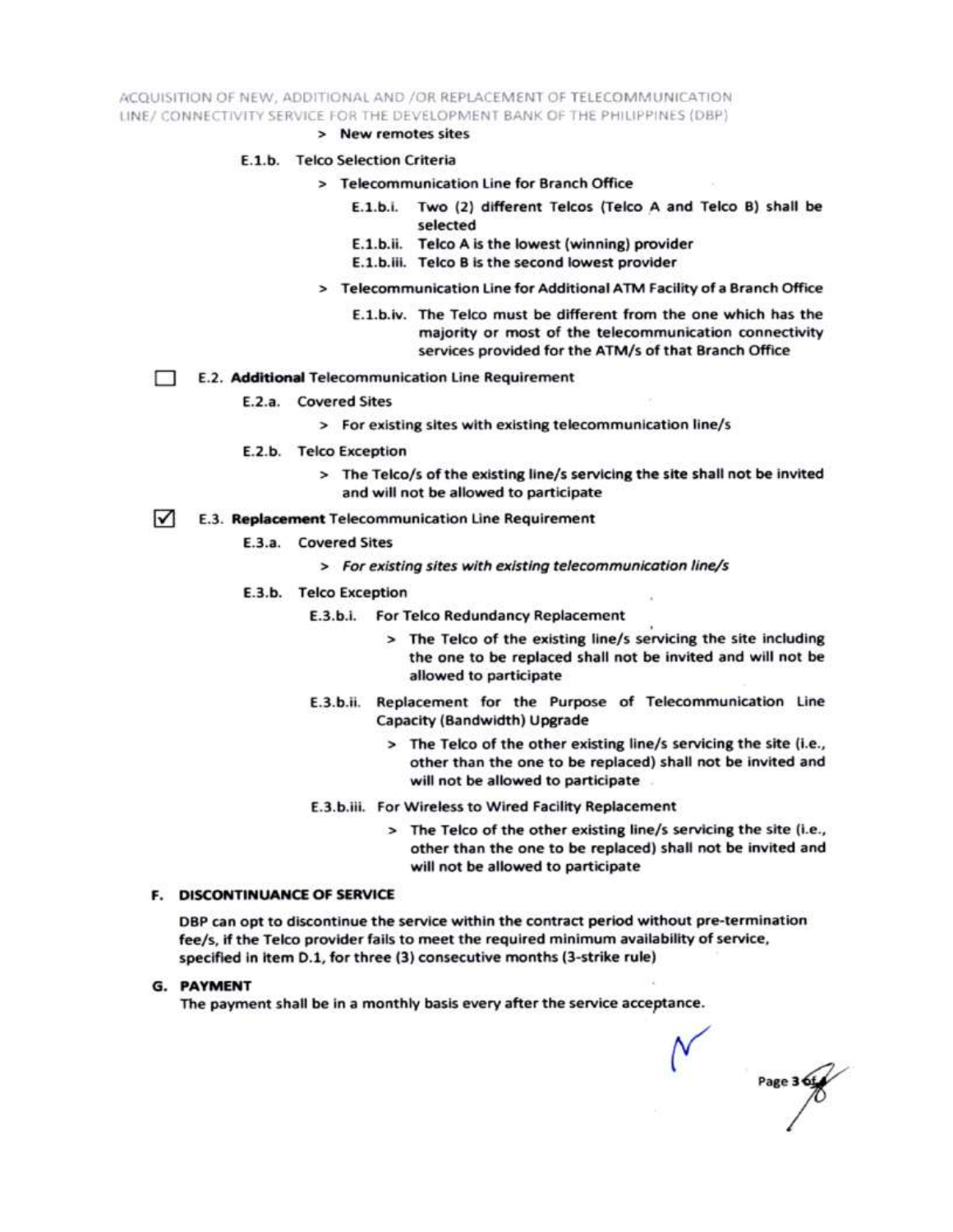> New remotes sites

E.1.b. Telco Selection Criteria

> Telecommunication Line for Branch Office

E.1.b.i. Two (2) different Telcos (Telco A and Telco B) shall be selected

E.1.b.ii. Telco A is the lowest (winning) provider

E.1.b.iii. Telco B is the second lowest provider

> Telecommunication Line for Additional ATM Facility of a Branch Office

E.1.b.iv. The Telco must be different from the one which has the majority or most of the telecommunication connectivity services provided for the ATM/s of that Branch Office

☐ E.2. **Additional** Telecommunication Line Requirement

E.2.a. Covered Sites

> For existing sites with existing telecommunication line/s

E.2.b. Telco Exception

> The Telco/s of the existing line/s servicing the site shall not be invited and will not be allowed to participate

☑ E.3. **Replacement** Telecommunication Line Requirement

E.3.a. Covered Sites

> *For existing sites with existing telecommunication line/s*

E.3.b. Telco Exception

E.3.b.i. For Telco Redundancy Replacement

> The Telco of the existing line/s servicing the site including the one to be replaced shall not be invited and will not be allowed to participate

E.3.b.ii. Replacement for the Purpose of Telecommunication Line Capacity (Bandwidth) Upgrade

> The Telco of the other existing line/s servicing the site (i.e., other than the one to be replaced) shall not be invited and will not be allowed to participate

E.3.b.iii. For Wireless to Wired Facility Replacement

> The Telco of the other existing line/s servicing the site (i.e., other than the one to be replaced) shall not be invited and will not be allowed to participate

## F. DISCONTINUANCE OF SERVICE

DBP can opt to discontinue the service within the contract period without pre-termination fee/s, if the Telco provider fails to meet the required minimum availability of service, specified in item D.1, for three (3) consecutive months (3-strike rule)

## G. PAYMENT

The payment shall be in a monthly basis every after the service acceptance.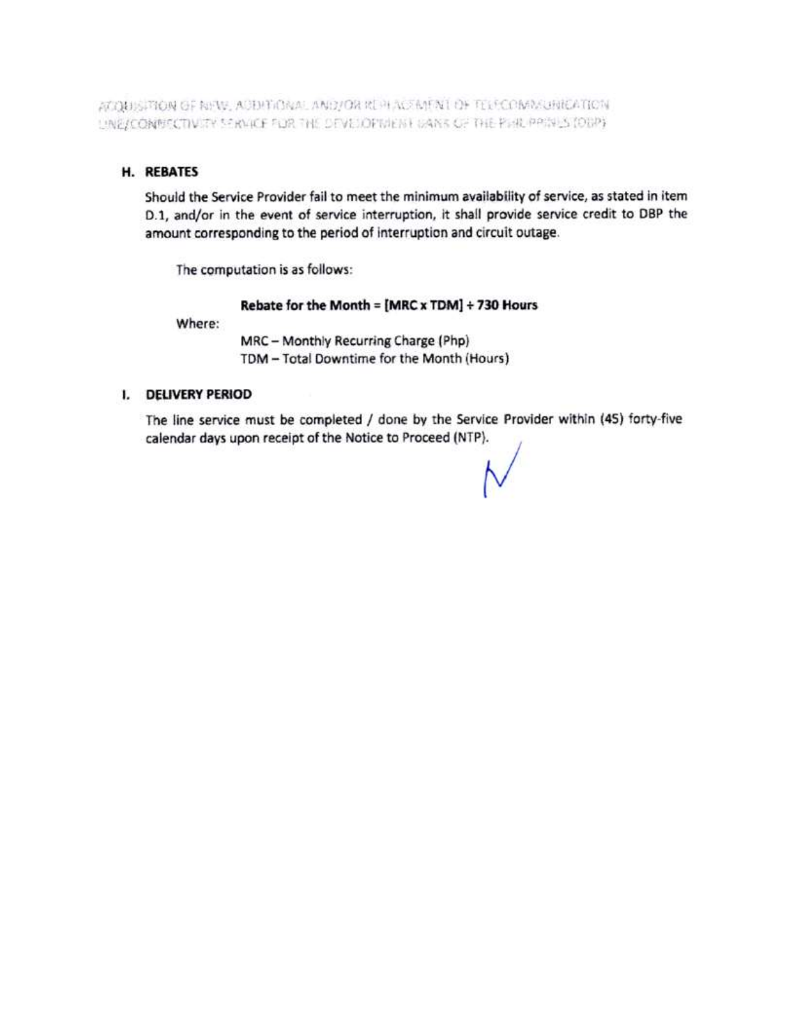## H. REBATES

Should the Service Provider fail to meet the minimum availability of service, as stated in item D.1, and/or in the event of service interruption, it shall provide service credit to DBP the amount corresponding to the period of interruption and circuit outage.

The computation is as follows:

**Rebate for the Month = [MRC x TDM] ÷ 730 Hours**

Where:

MRC – Monthly Recurring Charge (Php)
TDM – Total Downtime for the Month (Hours)

## I. DELIVERY PERIOD

The line service must be completed / done by the Service Provider within (45) forty-five calendar days upon receipt of the Notice to Proceed (NTP).